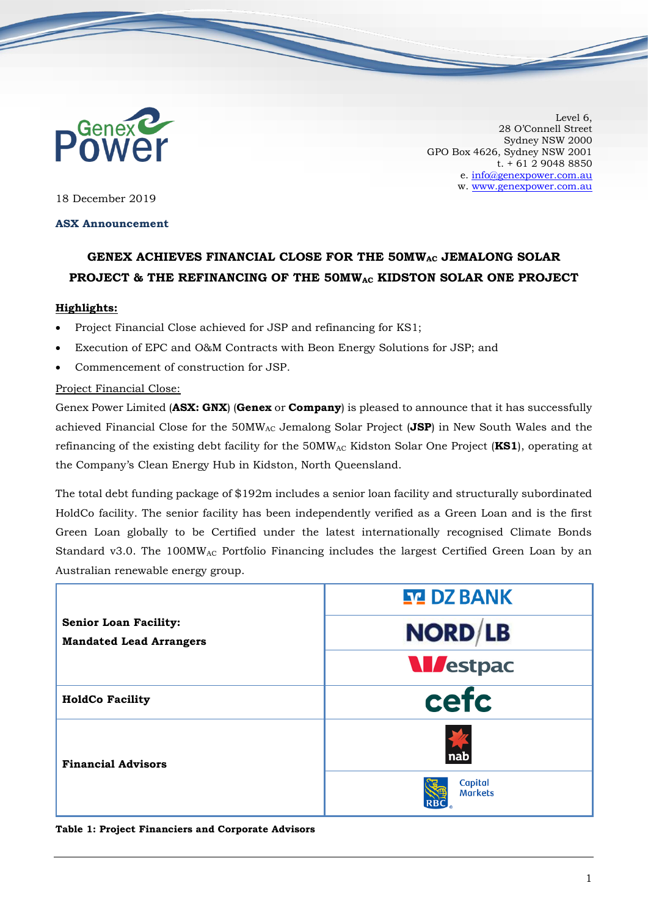Level 6,
28 O'Connell Street
Sydney NSW 2000
GPO Box 4626, Sydney NSW 2001
t. + 61 2 9048 8850
e. info@genexpower.com.au
w. www.genexpower.com.au

18 December 2019

**ASX Announcement**

# GENEX ACHIEVES FINANCIAL CLOSE FOR THE 50MW$_{AC}$ JEMALONG SOLAR PROJECT & THE REFINANCING OF THE 50MW$_{AC}$ KIDSTON SOLAR ONE PROJECT

**Highlights:**

- Project Financial Close achieved for JSP and refinancing for KS1;
- Execution of EPC and O&M Contracts with Beon Energy Solutions for JSP; and
- Commencement of construction for JSP.

Project Financial Close:

Genex Power Limited (**ASX: GNX**) (**Genex** or **Company**) is pleased to announce that it has successfully achieved Financial Close for the 50MW$_{AC}$ Jemalong Solar Project (**JSP**) in New South Wales and the refinancing of the existing debt facility for the 50MW$_{AC}$ Kidston Solar One Project (**KS1**), operating at the Company's Clean Energy Hub in Kidston, North Queensland.

The total debt funding package of $192m includes a senior loan facility and structurally subordinated HoldCo facility. The senior facility has been independently verified as a Green Loan and is the first Green Loan globally to be Certified under the latest internationally recognised Climate Bonds Standard v3.0. The 100MW$_{AC}$ Portfolio Financing includes the largest Certified Green Loan by an Australian renewable energy group.

| | |
|---|---|
| **Senior Loan Facility: Mandated Lead Arrangers** | DZ BANK |
| | NORD/LB |
| | Westpac |
| **HoldCo Facility** | cefc |
| **Financial Advisors** | nab |
| | RBC Capital Markets |

**Table 1: Project Financiers and Corporate Advisors**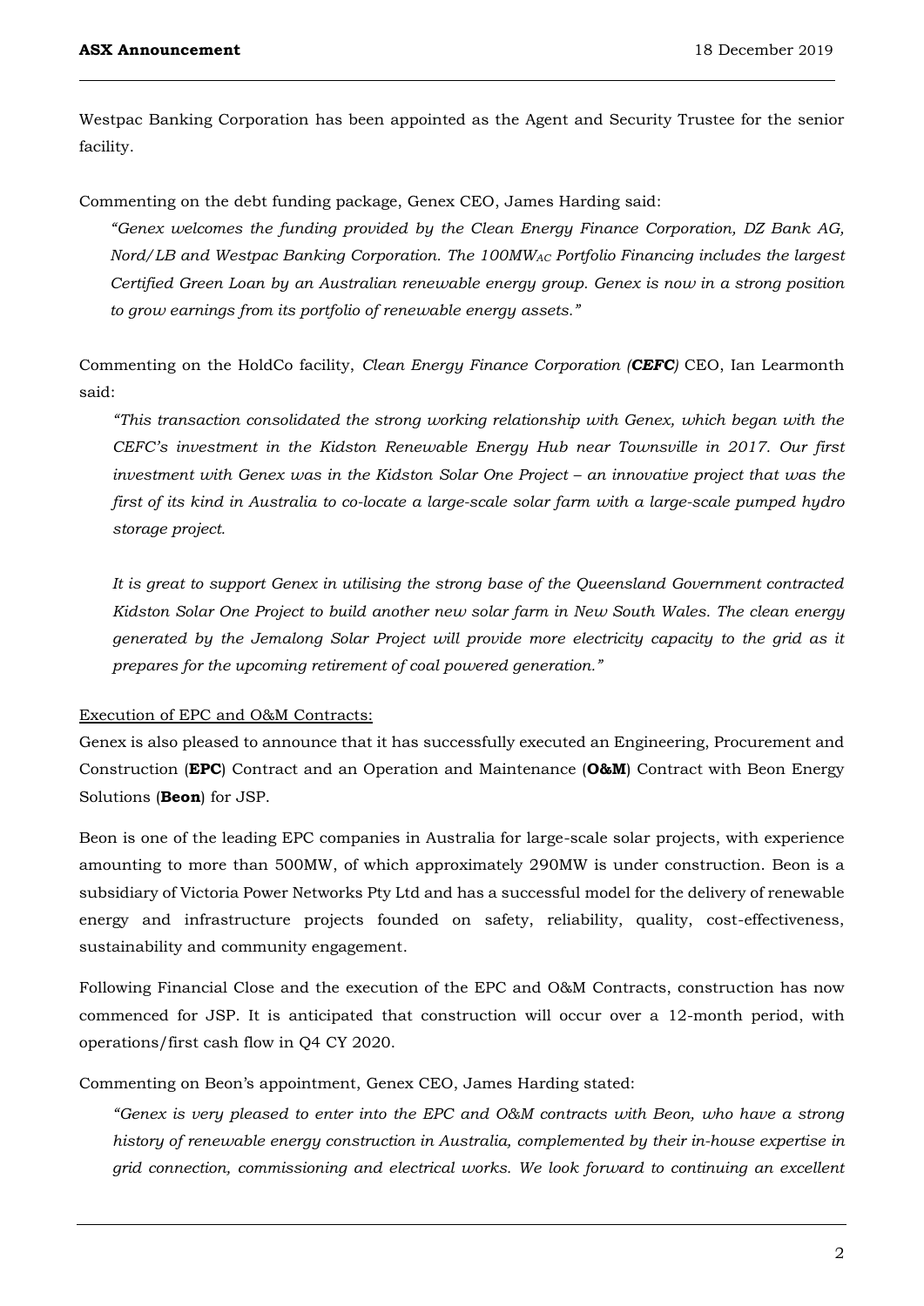Westpac Banking Corporation has been appointed as the Agent and Security Trustee for the senior facility.

Commenting on the debt funding package, Genex CEO, James Harding said:

> *"Genex welcomes the funding provided by the Clean Energy Finance Corporation, DZ Bank AG, Nord/LB and Westpac Banking Corporation. The 100MW$_{AC}$ Portfolio Financing includes the largest Certified Green Loan by an Australian renewable energy group. Genex is now in a strong position to grow earnings from its portfolio of renewable energy assets."*

Commenting on the HoldCo facility, *Clean Energy Finance Corporation (**CEFC**)* CEO, Ian Learmonth said:

> *"This transaction consolidated the strong working relationship with Genex, which began with the CEFC's investment in the Kidston Renewable Energy Hub near Townsville in 2017. Our first investment with Genex was in the Kidston Solar One Project – an innovative project that was the first of its kind in Australia to co-locate a large-scale solar farm with a large-scale pumped hydro storage project.*
>
> *It is great to support Genex in utilising the strong base of the Queensland Government contracted Kidston Solar One Project to build another new solar farm in New South Wales. The clean energy generated by the Jemalong Solar Project will provide more electricity capacity to the grid as it prepares for the upcoming retirement of coal powered generation."*

Execution of EPC and O&M Contracts:

Genex is also pleased to announce that it has successfully executed an Engineering, Procurement and Construction (**EPC**) Contract and an Operation and Maintenance (**O&M**) Contract with Beon Energy Solutions (**Beon**) for JSP.

Beon is one of the leading EPC companies in Australia for large-scale solar projects, with experience amounting to more than 500MW, of which approximately 290MW is under construction. Beon is a subsidiary of Victoria Power Networks Pty Ltd and has a successful model for the delivery of renewable energy and infrastructure projects founded on safety, reliability, quality, cost-effectiveness, sustainability and community engagement.

Following Financial Close and the execution of the EPC and O&M Contracts, construction has now commenced for JSP. It is anticipated that construction will occur over a 12-month period, with operations/first cash flow in Q4 CY 2020.

Commenting on Beon's appointment, Genex CEO, James Harding stated:

> *"Genex is very pleased to enter into the EPC and O&M contracts with Beon, who have a strong history of renewable energy construction in Australia, complemented by their in-house expertise in grid connection, commissioning and electrical works. We look forward to continuing an excellent*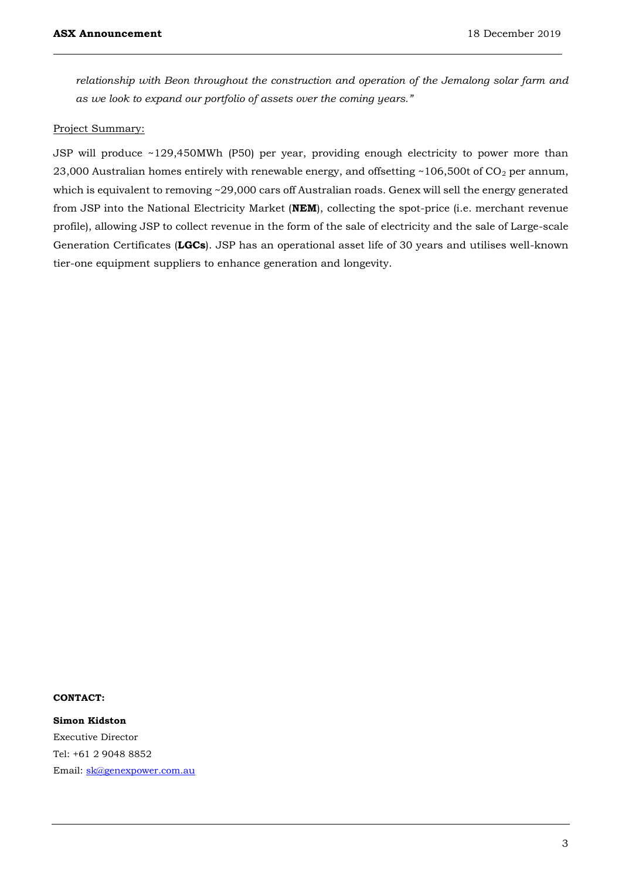*relationship with Beon throughout the construction and operation of the Jemalong solar farm and as we look to expand our portfolio of assets over the coming years."*

Project Summary:

JSP will produce ~129,450MWh (P50) per year, providing enough electricity to power more than 23,000 Australian homes entirely with renewable energy, and offsetting ~106,500t of $CO_2$ per annum, which is equivalent to removing ~29,000 cars off Australian roads. Genex will sell the energy generated from JSP into the National Electricity Market (**NEM**), collecting the spot-price (i.e. merchant revenue profile), allowing JSP to collect revenue in the form of the sale of electricity and the sale of Large-scale Generation Certificates (**LGCs**). JSP has an operational asset life of 30 years and utilises well-known tier-one equipment suppliers to enhance generation and longevity.

**CONTACT:**

**Simon Kidston**
Executive Director
Tel: +61 2 9048 8852
Email: sk@genexpower.com.au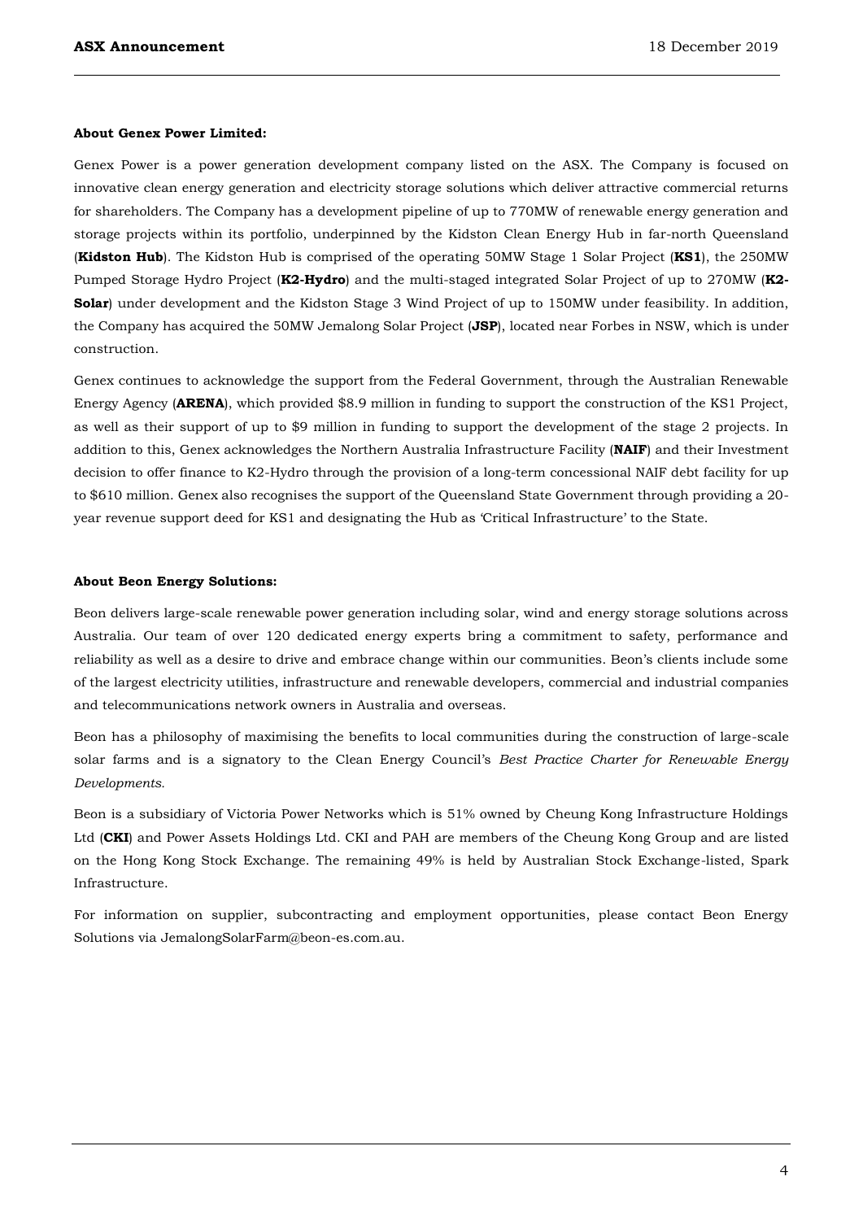**About Genex Power Limited:**

Genex Power is a power generation development company listed on the ASX. The Company is focused on innovative clean energy generation and electricity storage solutions which deliver attractive commercial returns for shareholders. The Company has a development pipeline of up to 770MW of renewable energy generation and storage projects within its portfolio, underpinned by the Kidston Clean Energy Hub in far-north Queensland (**Kidston Hub**). The Kidston Hub is comprised of the operating 50MW Stage 1 Solar Project (**KS1**), the 250MW Pumped Storage Hydro Project (**K2-Hydro**) and the multi-staged integrated Solar Project of up to 270MW (**K2-Solar**) under development and the Kidston Stage 3 Wind Project of up to 150MW under feasibility. In addition, the Company has acquired the 50MW Jemalong Solar Project (**JSP**), located near Forbes in NSW, which is under construction.

Genex continues to acknowledge the support from the Federal Government, through the Australian Renewable Energy Agency (**ARENA**), which provided $8.9 million in funding to support the construction of the KS1 Project, as well as their support of up to $9 million in funding to support the development of the stage 2 projects. In addition to this, Genex acknowledges the Northern Australia Infrastructure Facility (**NAIF**) and their Investment decision to offer finance to K2-Hydro through the provision of a long-term concessional NAIF debt facility for up to $610 million. Genex also recognises the support of the Queensland State Government through providing a 20-year revenue support deed for KS1 and designating the Hub as 'Critical Infrastructure' to the State.

**About Beon Energy Solutions:**

Beon delivers large-scale renewable power generation including solar, wind and energy storage solutions across Australia. Our team of over 120 dedicated energy experts bring a commitment to safety, performance and reliability as well as a desire to drive and embrace change within our communities. Beon's clients include some of the largest electricity utilities, infrastructure and renewable developers, commercial and industrial companies and telecommunications network owners in Australia and overseas.

Beon has a philosophy of maximising the benefits to local communities during the construction of large-scale solar farms and is a signatory to the Clean Energy Council's *Best Practice Charter for Renewable Energy Developments*.

Beon is a subsidiary of Victoria Power Networks which is 51% owned by Cheung Kong Infrastructure Holdings Ltd (**CKI**) and Power Assets Holdings Ltd. CKI and PAH are members of the Cheung Kong Group and are listed on the Hong Kong Stock Exchange. The remaining 49% is held by Australian Stock Exchange-listed, Spark Infrastructure.

For information on supplier, subcontracting and employment opportunities, please contact Beon Energy Solutions via JemalongSolarFarm@beon-es.com.au.